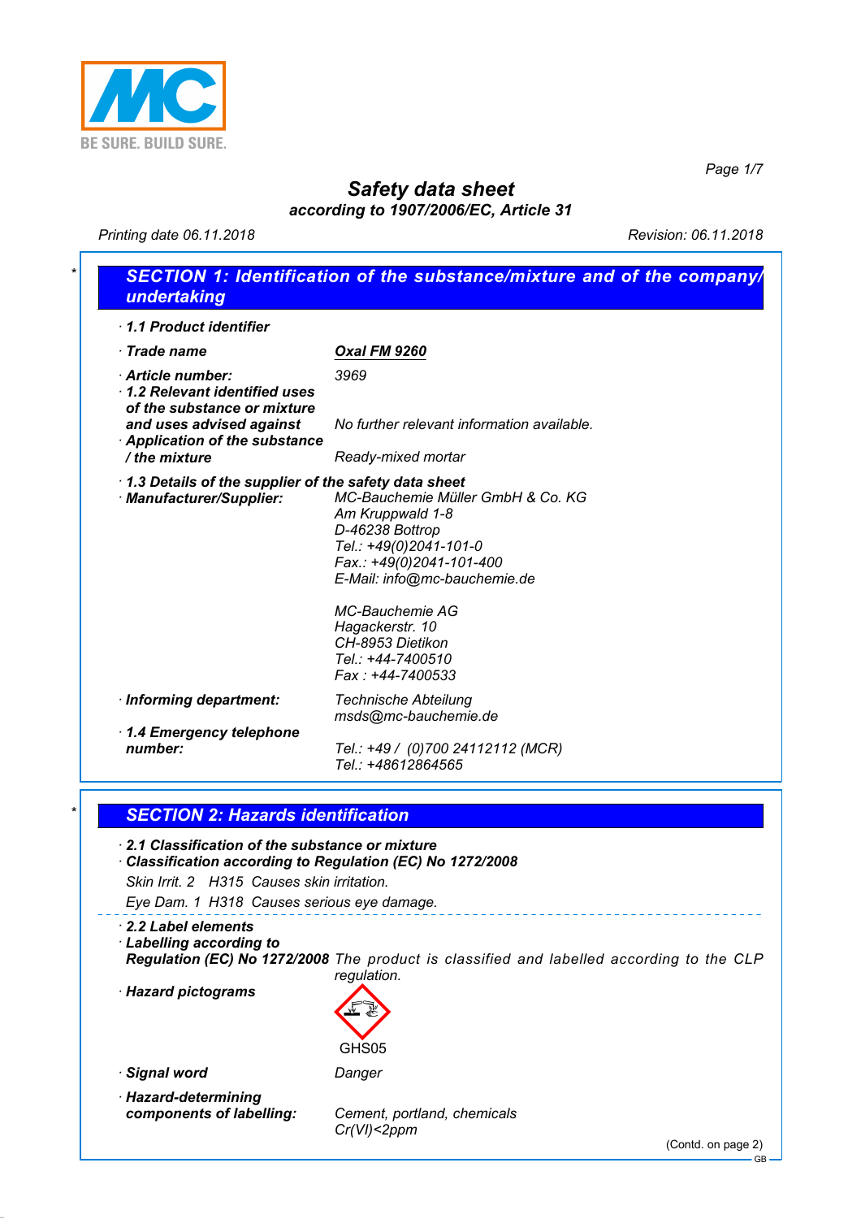# Safety data sheet

**according to 1907/2006/EC, Article 31**

Printing date 06.11.2018 Revision: 06.11.2018

## SECTION 1: Identification of the substance/mixture and of the company/undertaking

· **1.1 Product identifier**

· **Trade name** **Oxal FM 9260**

· **Article number:** 3969

· **1.2 Relevant identified uses of the substance or mixture and uses advised against** No further relevant information available.

· **Application of the substance / the mixture** Ready-mixed mortar

· **1.3 Details of the supplier of the safety data sheet**

· **Manufacturer/Supplier:**

MC-Bauchemie Müller GmbH & Co. KG
Am Kruppwald 1-8
D-46238 Bottrop
Tel.: +49(0)2041-101-0
Fax.: +49(0)2041-101-400
E-Mail: info@mc-bauchemie.de

MC-Bauchemie AG
Hagackerstr. 10
CH-8953 Dietikon
Tel.: +44-7400510
Fax : +44-7400533

· **Informing department:** Technische Abteilung
msds@mc-bauchemie.de

· **1.4 Emergency telephone number:** Tel.: +49 / (0)700 24112112 (MCR)
Tel.: +48612864565

## SECTION 2: Hazards identification

· **2.1 Classification of the substance or mixture**

· **Classification according to Regulation (EC) No 1272/2008**

Skin Irrit. 2 H315 Causes skin irritation.

Eye Dam. 1 H318 Causes serious eye damage.

· **2.2 Label elements**

· **Labelling according to Regulation (EC) No 1272/2008** The product is classified and labelled according to the CLP regulation.

· **Hazard pictograms**

GHS05

· **Signal word** Danger

· **Hazard-determining components of labelling:** Cement, portland, chemicals
Cr(VI)<2ppm

(Contd. on page 2)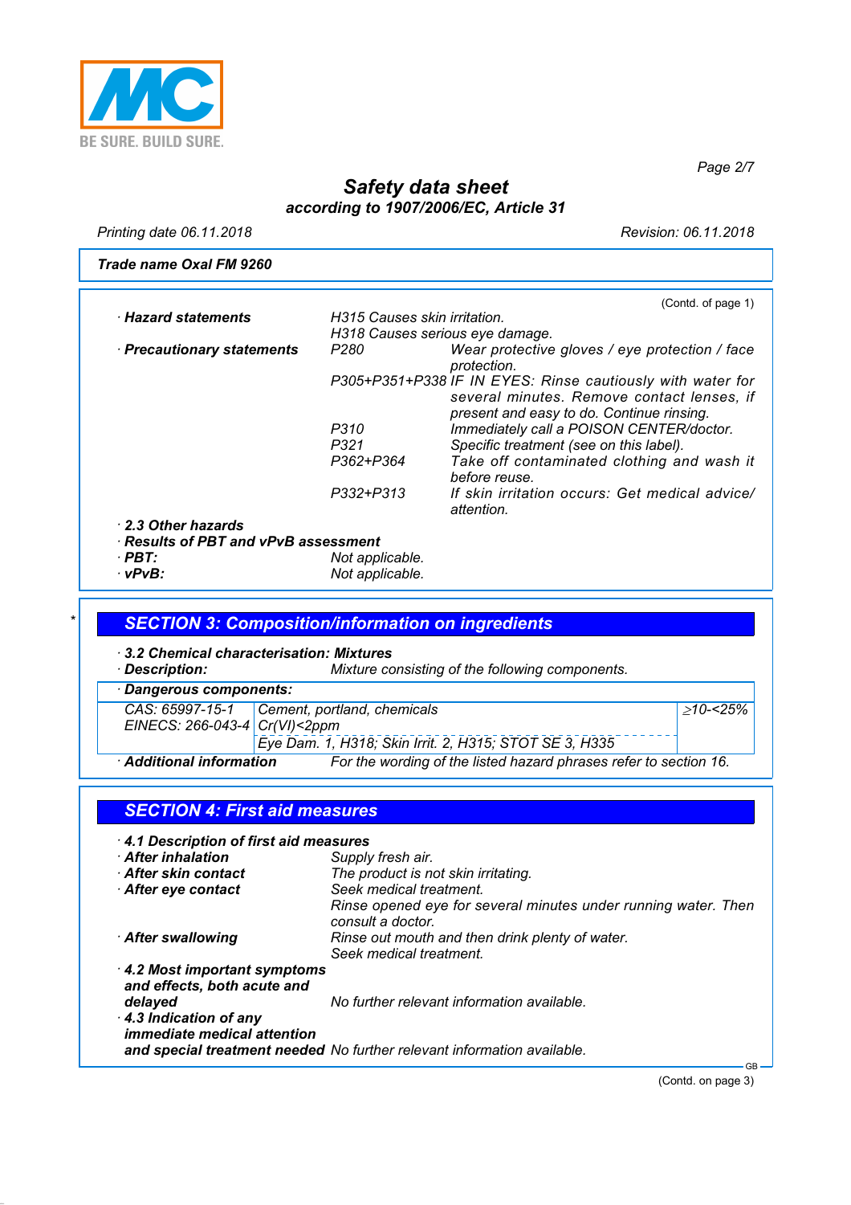## Safety data sheet
### according to 1907/2006/EC, Article 31

Printing date 06.11.2018 Revision: 06.11.2018

**Trade name Oxal FM 9260**

(Contd. of page 1)

- **Hazard statements**
  - H315 Causes skin irritation.
  - H318 Causes serious eye damage.
- **Precautionary statements**
  - P280 Wear protective gloves / eye protection / face protection.
  - P305+P351+P338 IF IN EYES: Rinse cautiously with water for several minutes. Remove contact lenses, if present and easy to do. Continue rinsing.
  - P310 Immediately call a POISON CENTER/doctor.
  - P321 Specific treatment (see on this label).
  - P362+P364 Take off contaminated clothing and wash it before reuse.
  - P332+P313 If skin irritation occurs: Get medical advice/ attention.
- **2.3 Other hazards**
- **Results of PBT and vPvB assessment**
- **PBT:** Not applicable.
- **vPvB:** Not applicable.

## SECTION 3: Composition/information on ingredients

- **3.2 Chemical characterisation: Mixtures**
- **Description:** Mixture consisting of the following components.

**Dangerous components:**

| | | |
|---|---|---|
| CAS: 65997-15-1<br>EINECS: 266-043-4 | Cement, portland, chemicals<br>Cr(VI)<2ppm | ≥10-<25% |
| | Eye Dam. 1, H318; Skin Irrit. 2, H315; STOT SE 3, H335 | |

- **Additional information** For the wording of the listed hazard phrases refer to section 16.

## SECTION 4: First aid measures

- **4.1 Description of first aid measures**
- **After inhalation** Supply fresh air.
- **After skin contact** The product is not skin irritating.
- **After eye contact** Seek medical treatment.
  Rinse opened eye for several minutes under running water. Then consult a doctor.
- **After swallowing** Rinse out mouth and then drink plenty of water.
  Seek medical treatment.
- **4.2 Most important symptoms and effects, both acute and delayed** No further relevant information available.
- **4.3 Indication of any immediate medical attention and special treatment needed** No further relevant information available.

(Contd. on page 3)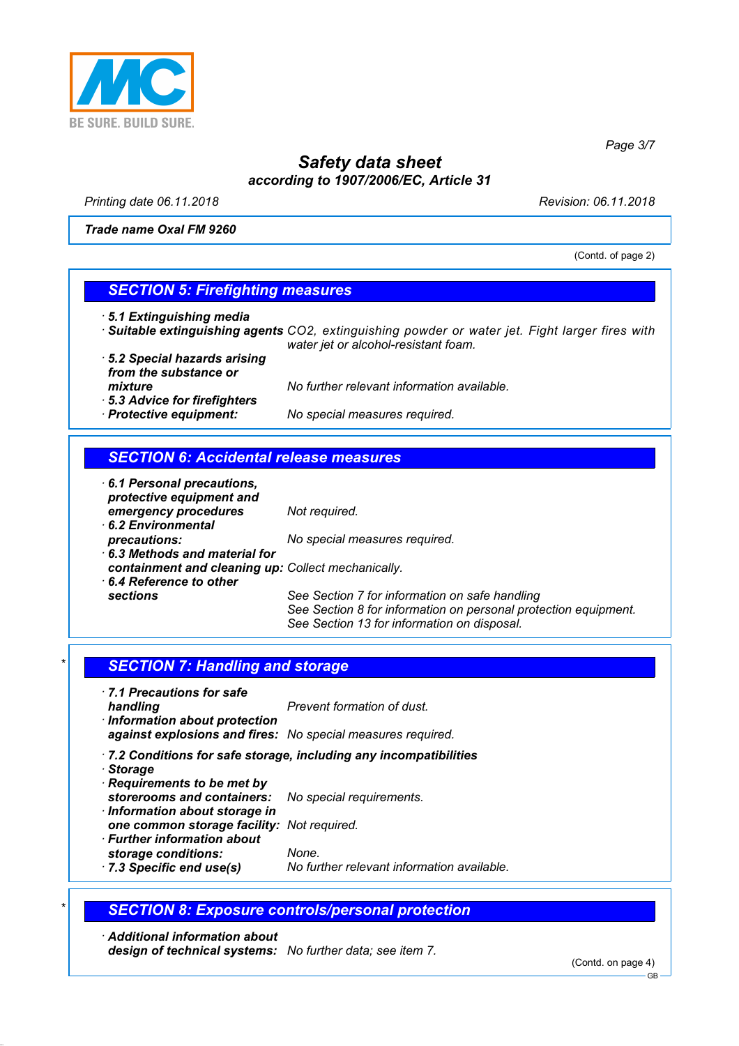**Trade name Oxal FM 9260**

(Contd. of page 2)

## SECTION 5: Firefighting measures

· **5.1 Extinguishing media**
· **Suitable extinguishing agents** $CO_2$, extinguishing powder or water jet. Fight larger fires with water jet or alcohol-resistant foam.
· **5.2 Special hazards arising from the substance or mixture** No further relevant information available.
· **5.3 Advice for firefighters**
· **Protective equipment:** No special measures required.

## SECTION 6: Accidental release measures

· **6.1 Personal precautions, protective equipment and emergency procedures** Not required.
· **6.2 Environmental precautions:** No special measures required.
· **6.3 Methods and material for containment and cleaning up:** Collect mechanically.
· **6.4 Reference to other sections** See Section 7 for information on safe handling
See Section 8 for information on personal protection equipment.
See Section 13 for information on disposal.

## * SECTION 7: Handling and storage

· **7.1 Precautions for safe handling** Prevent formation of dust.
· **Information about protection against explosions and fires:** No special measures required.

· **7.2 Conditions for safe storage, including any incompatibilities**
· **Storage**
· **Requirements to be met by storerooms and containers:** No special requirements.
· **Information about storage in one common storage facility:** Not required.
· **Further information about storage conditions:** None.
· **7.3 Specific end use(s)** No further relevant information available.

## * SECTION 8: Exposure controls/personal protection

· **Additional information about design of technical systems:** No further data; see item 7.

(Contd. on page 4)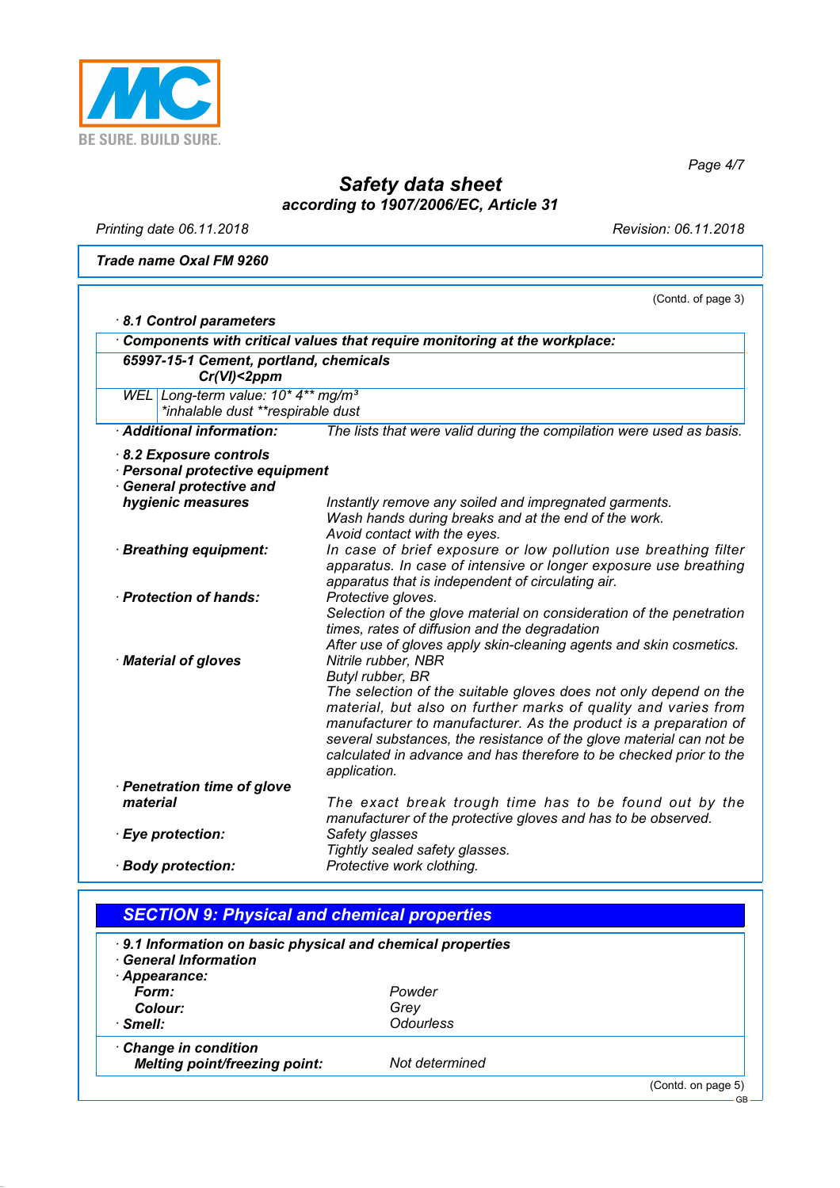**Safety data sheet**
**according to 1907/2006/EC, Article 31**

Printing date 06.11.2018 — Revision: 06.11.2018

**Trade name Oxal FM 9260**

(Contd. of page 3)

**· 8.1 Control parameters**

**· Components with critical values that require monitoring at the workplace:**

**65997-15-1 Cement, portland, chemicals Cr(VI)<2ppm**

| | |
|---|---|
| WEL | Long-term value: 10* 4** mg/m³<br>*inhalable dust **respirable dust |

**· Additional information:** The lists that were valid during the compilation were used as basis.

**· 8.2 Exposure controls**

**· Personal protective equipment**

**· General protective and hygienic measures**
Instantly remove any soiled and impregnated garments.
Wash hands during breaks and at the end of the work.
Avoid contact with the eyes.

**· Breathing equipment:** In case of brief exposure or low pollution use breathing filter apparatus. In case of intensive or longer exposure use breathing apparatus that is independent of circulating air.

**· Protection of hands:** Protective gloves.
Selection of the glove material on consideration of the penetration times, rates of diffusion and the degradation
After use of gloves apply skin-cleaning agents and skin cosmetics.

**· Material of gloves**
Nitrile rubber, NBR
Butyl rubber, BR
The selection of the suitable gloves does not only depend on the material, but also on further marks of quality and varies from manufacturer to manufacturer. As the product is a preparation of several substances, the resistance of the glove material can not be calculated in advance and has therefore to be checked prior to the application.

**· Penetration time of glove material**
The exact break trough time has to be found out by the manufacturer of the protective gloves and has to be observed.

**· Eye protection:** Safety glasses
Tightly sealed safety glasses.

**· Body protection:** Protective work clothing.

## SECTION 9: Physical and chemical properties

**· 9.1 Information on basic physical and chemical properties**

**· General Information**

**· Appearance:**

| | |
|---|---|
| **Form:** | Powder |
| **Colour:** | Grey |
| **· Smell:** | Odourless |

**· Change in condition**

| | |
|---|---|
| **Melting point/freezing point:** | Not determined |

(Contd. on page 5)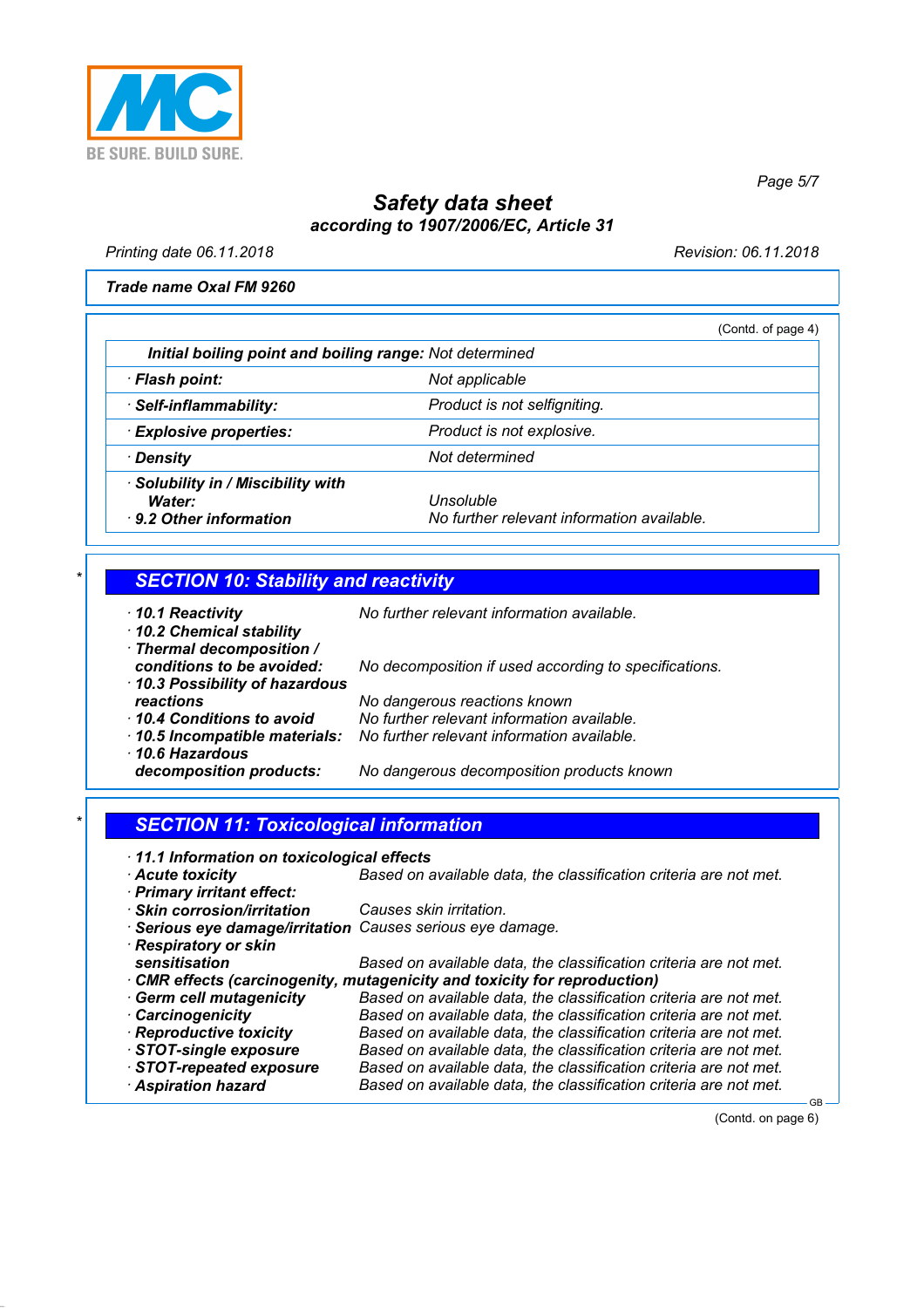**Safety data sheet**
**according to 1907/2006/EC, Article 31**

Printing date 06.11.2018 | Revision: 06.11.2018

**Trade name Oxal FM 9260**

(Contd. of page 4)

| | |
|---|---|
| **Initial boiling point and boiling range:** | Not determined |
| · **Flash point:** | Not applicable |
| · **Self-inflammability:** | Product is not selfigniting. |
| · **Explosive properties:** | Product is not explosive. |
| · **Density** | Not determined |
| · **Solubility in / Miscibility with Water:** | Unsoluble |
| · **9.2 Other information** | No further relevant information available. |

## * SECTION 10: Stability and reactivity

- · **10.1 Reactivity** No further relevant information available.
- · **10.2 Chemical stability**
- · **Thermal decomposition / conditions to be avoided:** No decomposition if used according to specifications.
- · **10.3 Possibility of hazardous reactions** No dangerous reactions known
- · **10.4 Conditions to avoid** No further relevant information available.
- · **10.5 Incompatible materials:** No further relevant information available.
- · **10.6 Hazardous decomposition products:** No dangerous decomposition products known

## * SECTION 11: Toxicological information

- · **11.1 Information on toxicological effects**
- · **Acute toxicity** Based on available data, the classification criteria are not met.
- · **Primary irritant effect:**
- · **Skin corrosion/irritation** Causes skin irritation.
- · **Serious eye damage/irritation** Causes serious eye damage.
- · **Respiratory or skin sensitisation** Based on available data, the classification criteria are not met.
- · **CMR effects (carcinogenity, mutagenicity and toxicity for reproduction)**
- · **Germ cell mutagenicity** Based on available data, the classification criteria are not met.
- · **Carcinogenicity** Based on available data, the classification criteria are not met.
- · **Reproductive toxicity** Based on available data, the classification criteria are not met.
- · **STOT-single exposure** Based on available data, the classification criteria are not met.
- · **STOT-repeated exposure** Based on available data, the classification criteria are not met.
- · **Aspiration hazard** Based on available data, the classification criteria are not met.

(Contd. on page 6)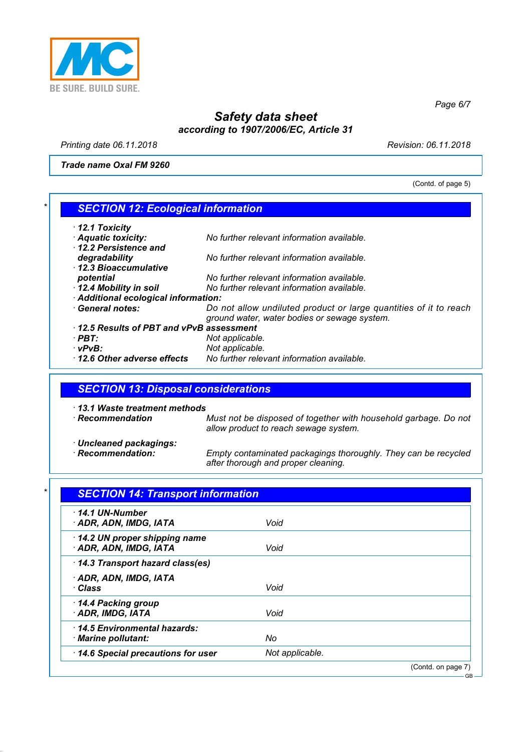**Trade name Oxal FM 9260**

(Contd. of page 5)

## SECTION 12: Ecological information

· **12.1 Toxicity**
· **Aquatic toxicity:** No further relevant information available.
· **12.2 Persistence and degradability** No further relevant information available.
· **12.3 Bioaccumulative potential** No further relevant information available.
· **12.4 Mobility in soil** No further relevant information available.
· **Additional ecological information:**
· **General notes:** Do not allow undiluted product or large quantities of it to reach ground water, water bodies or sewage system.
· **12.5 Results of PBT and vPvB assessment**
· **PBT:** Not applicable.
· **vPvB:** Not applicable.
· **12.6 Other adverse effects** No further relevant information available.

## SECTION 13: Disposal considerations

· **13.1 Waste treatment methods**
· **Recommendation** Must not be disposed of together with household garbage. Do not allow product to reach sewage system.

· **Uncleaned packagings:**
· **Recommendation:** Empty contaminated packagings thoroughly. They can be recycled after thorough and proper cleaning.

## SECTION 14: Transport information

| | |
|---|---|
| · **14.1 UN-Number**<br>· **ADR, ADN, IMDG, IATA** | Void |
| · **14.2 UN proper shipping name**<br>· **ADR, ADN, IMDG, IATA** | Void |
| · **14.3 Transport hazard class(es)**<br>· **ADR, ADN, IMDG, IATA**<br>· **Class** | Void |
| · **14.4 Packing group**<br>· **ADR, IMDG, IATA** | Void |
| · **14.5 Environmental hazards:**<br>· **Marine pollutant:** | No |
| · **14.6 Special precautions for user** | Not applicable. |

(Contd. on page 7)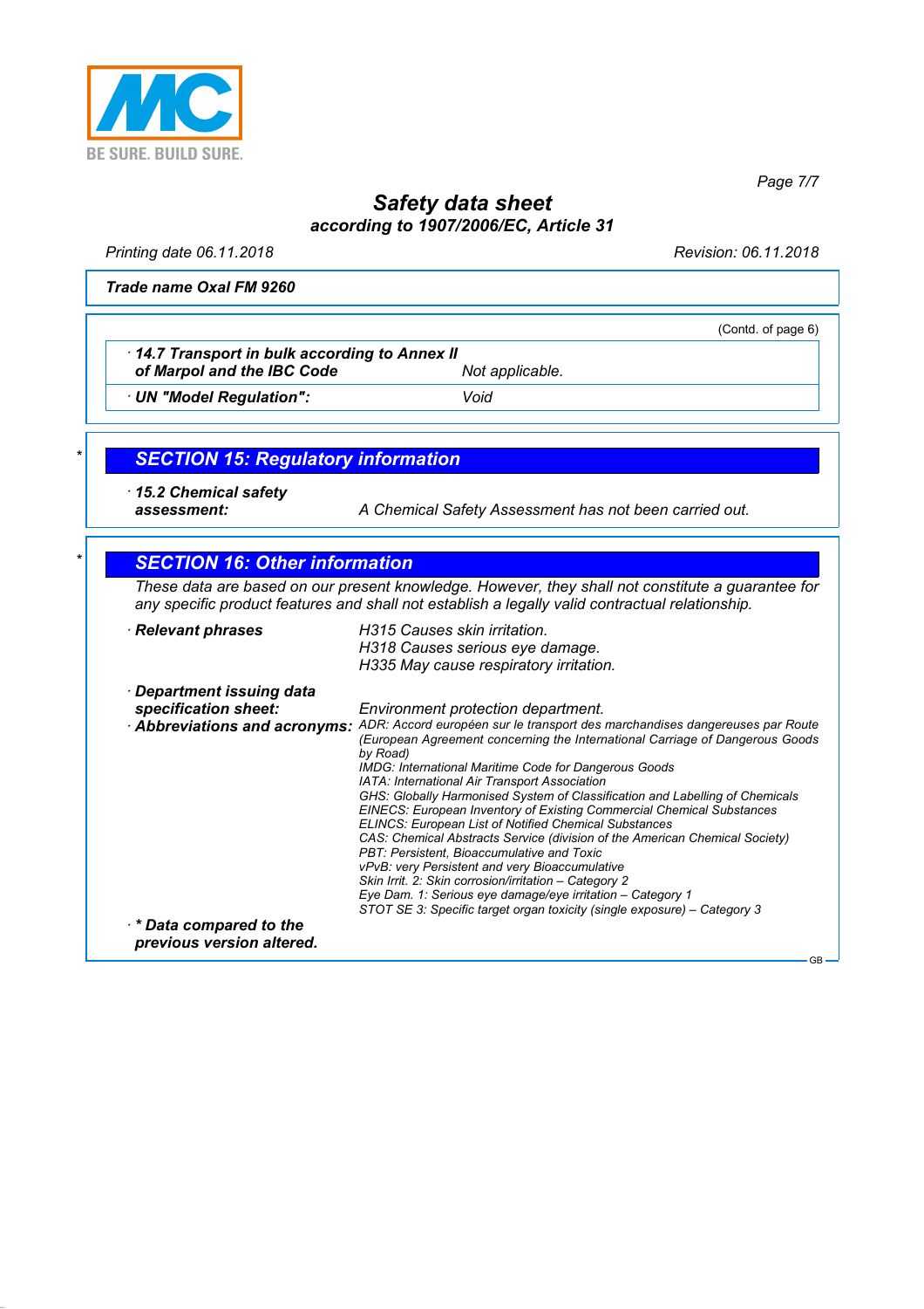Trade name Oxal FM 9260

(Contd. of page 6)

· **14.7 Transport in bulk according to Annex II of Marpol and the IBC Code** Not applicable.

· **UN "Model Regulation":** Void

*

## SECTION 15: Regulatory information

· **15.2 Chemical safety assessment:** A Chemical Safety Assessment has not been carried out.

*

## SECTION 16: Other information

These data are based on our present knowledge. However, they shall not constitute a guarantee for any specific product features and shall not establish a legally valid contractual relationship.

· **Relevant phrases**
H315 Causes skin irritation.
H318 Causes serious eye damage.
H335 May cause respiratory irritation.

· **Department issuing data specification sheet:** Environment protection department.

· **Abbreviations and acronyms:**
ADR: Accord européen sur le transport des marchandises dangereuses par Route (European Agreement concerning the International Carriage of Dangerous Goods by Road)
IMDG: International Maritime Code for Dangerous Goods
IATA: International Air Transport Association
GHS: Globally Harmonised System of Classification and Labelling of Chemicals
EINECS: European Inventory of Existing Commercial Chemical Substances
ELINCS: European List of Notified Chemical Substances
CAS: Chemical Abstracts Service (division of the American Chemical Society)
PBT: Persistent, Bioaccumulative and Toxic
vPvB: very Persistent and very Bioaccumulative
Skin Irrit. 2: Skin corrosion/irritation – Category 2
Eye Dam. 1: Serious eye damage/eye irritation – Category 1
STOT SE 3: Specific target organ toxicity (single exposure) – Category 3

· **\* Data compared to the previous version altered.**